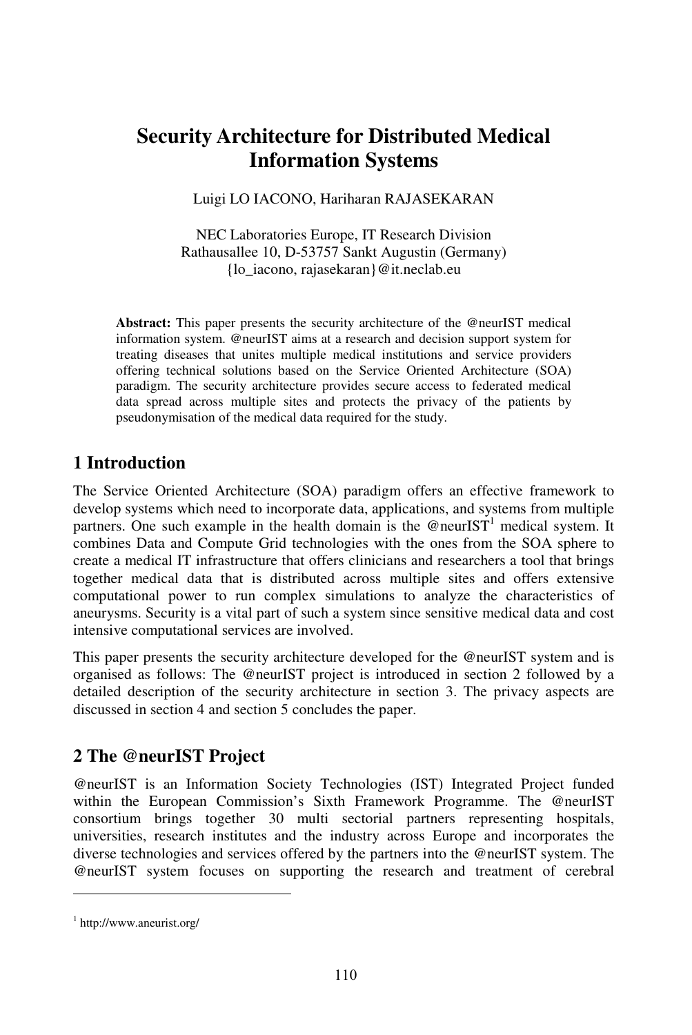# Security Architecture for Distributed Medical Information Systems

Luigi LO IACONO, Hariharan RAJASEKARAN

NEC Laboratories Europe, IT Research Division
Rathausallee 10, D-53757 Sankt Augustin (Germany)
{lo_iacono, rajasekaran}@it.neclab.eu

**Abstract:** This paper presents the security architecture of the @neurIST medical information system. @neurIST aims at a research and decision support system for treating diseases that unites multiple medical institutions and service providers offering technical solutions based on the Service Oriented Architecture (SOA) paradigm. The security architecture provides secure access to federated medical data spread across multiple sites and protects the privacy of the patients by pseudonymisation of the medical data required for the study.

## 1 Introduction

The Service Oriented Architecture (SOA) paradigm offers an effective framework to develop systems which need to incorporate data, applications, and systems from multiple partners. One such example in the health domain is the @neurIST[1] medical system. It combines Data and Compute Grid technologies with the ones from the SOA sphere to create a medical IT infrastructure that offers clinicians and researchers a tool that brings together medical data that is distributed across multiple sites and offers extensive computational power to run complex simulations to analyze the characteristics of aneurysms. Security is a vital part of such a system since sensitive medical data and cost intensive computational services are involved.

This paper presents the security architecture developed for the @neurIST system and is organised as follows: The @neurIST project is introduced in section 2 followed by a detailed description of the security architecture in section 3. The privacy aspects are discussed in section 4 and section 5 concludes the paper.

## 2 The @neurIST Project

@neurIST is an Information Society Technologies (IST) Integrated Project funded within the European Commission's Sixth Framework Programme. The @neurIST consortium brings together 30 multi sectorial partners representing hospitals, universities, research institutes and the industry across Europe and incorporates the diverse technologies and services offered by the partners into the @neurIST system. The @neurIST system focuses on supporting the research and treatment of cerebral

[1] http://www.aneurist.org/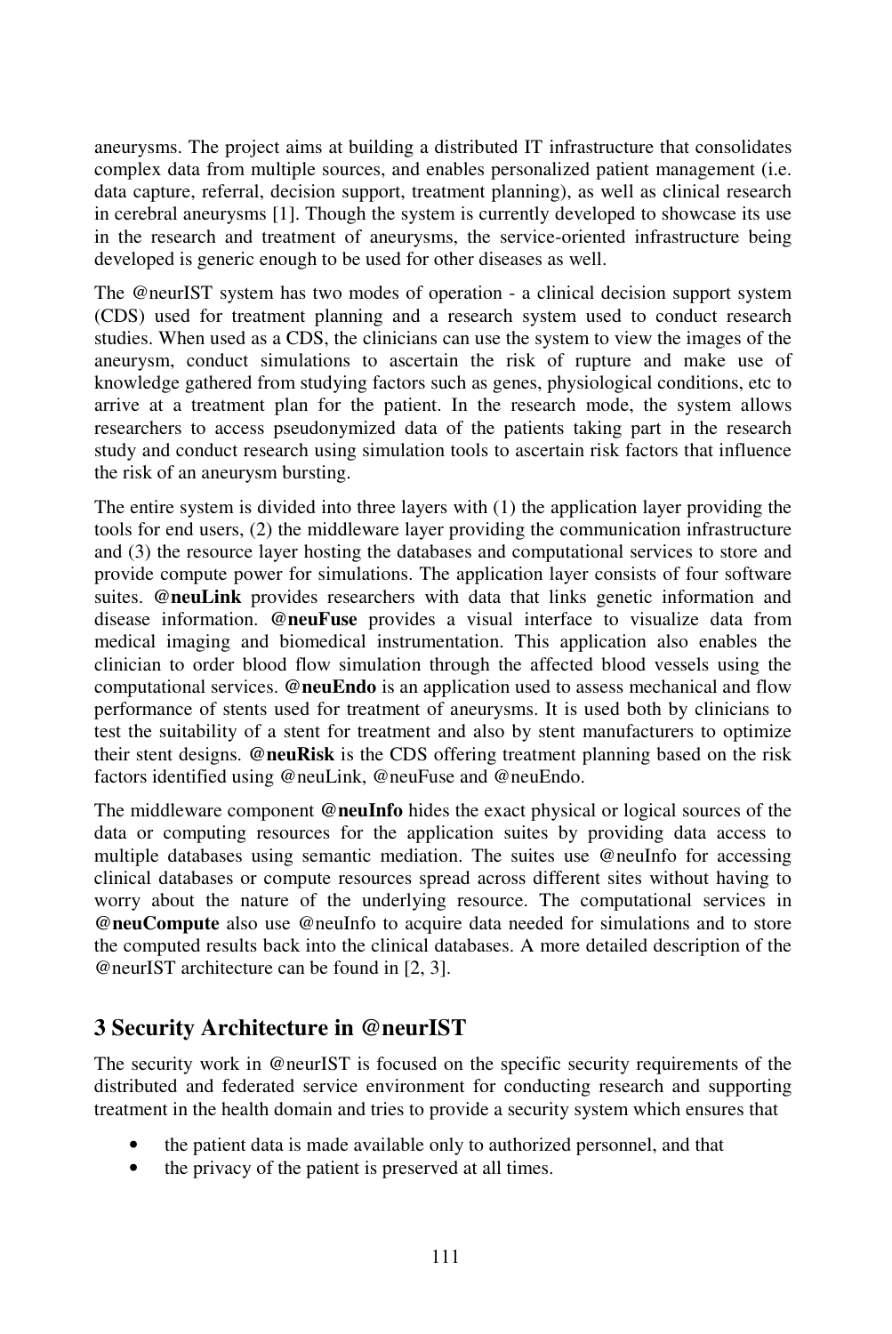aneurysms. The project aims at building a distributed IT infrastructure that consolidates complex data from multiple sources, and enables personalized patient management (i.e. data capture, referral, decision support, treatment planning), as well as clinical research in cerebral aneurysms [1]. Though the system is currently developed to showcase its use in the research and treatment of aneurysms, the service-oriented infrastructure being developed is generic enough to be used for other diseases as well.

The @neurIST system has two modes of operation - a clinical decision support system (CDS) used for treatment planning and a research system used to conduct research studies. When used as a CDS, the clinicians can use the system to view the images of the aneurysm, conduct simulations to ascertain the risk of rupture and make use of knowledge gathered from studying factors such as genes, physiological conditions, etc to arrive at a treatment plan for the patient. In the research mode, the system allows researchers to access pseudonymized data of the patients taking part in the research study and conduct research using simulation tools to ascertain risk factors that influence the risk of an aneurysm bursting.

The entire system is divided into three layers with (1) the application layer providing the tools for end users, (2) the middleware layer providing the communication infrastructure and (3) the resource layer hosting the databases and computational services to store and provide compute power for simulations. The application layer consists of four software suites. **@neuLink** provides researchers with data that links genetic information and disease information. **@neuFuse** provides a visual interface to visualize data from medical imaging and biomedical instrumentation. This application also enables the clinician to order blood flow simulation through the affected blood vessels using the computational services. **@neuEndo** is an application used to assess mechanical and flow performance of stents used for treatment of aneurysms. It is used both by clinicians to test the suitability of a stent for treatment and also by stent manufacturers to optimize their stent designs. **@neuRisk** is the CDS offering treatment planning based on the risk factors identified using @neuLink, @neuFuse and @neuEndo.

The middleware component **@neuInfo** hides the exact physical or logical sources of the data or computing resources for the application suites by providing data access to multiple databases using semantic mediation. The suites use @neuInfo for accessing clinical databases or compute resources spread across different sites without having to worry about the nature of the underlying resource. The computational services in **@neuCompute** also use @neuInfo to acquire data needed for simulations and to store the computed results back into the clinical databases. A more detailed description of the @neurIST architecture can be found in [2, 3].

## 3 Security Architecture in @neurIST

The security work in @neurIST is focused on the specific security requirements of the distributed and federated service environment for conducting research and supporting treatment in the health domain and tries to provide a security system which ensures that

- the patient data is made available only to authorized personnel, and that
- the privacy of the patient is preserved at all times.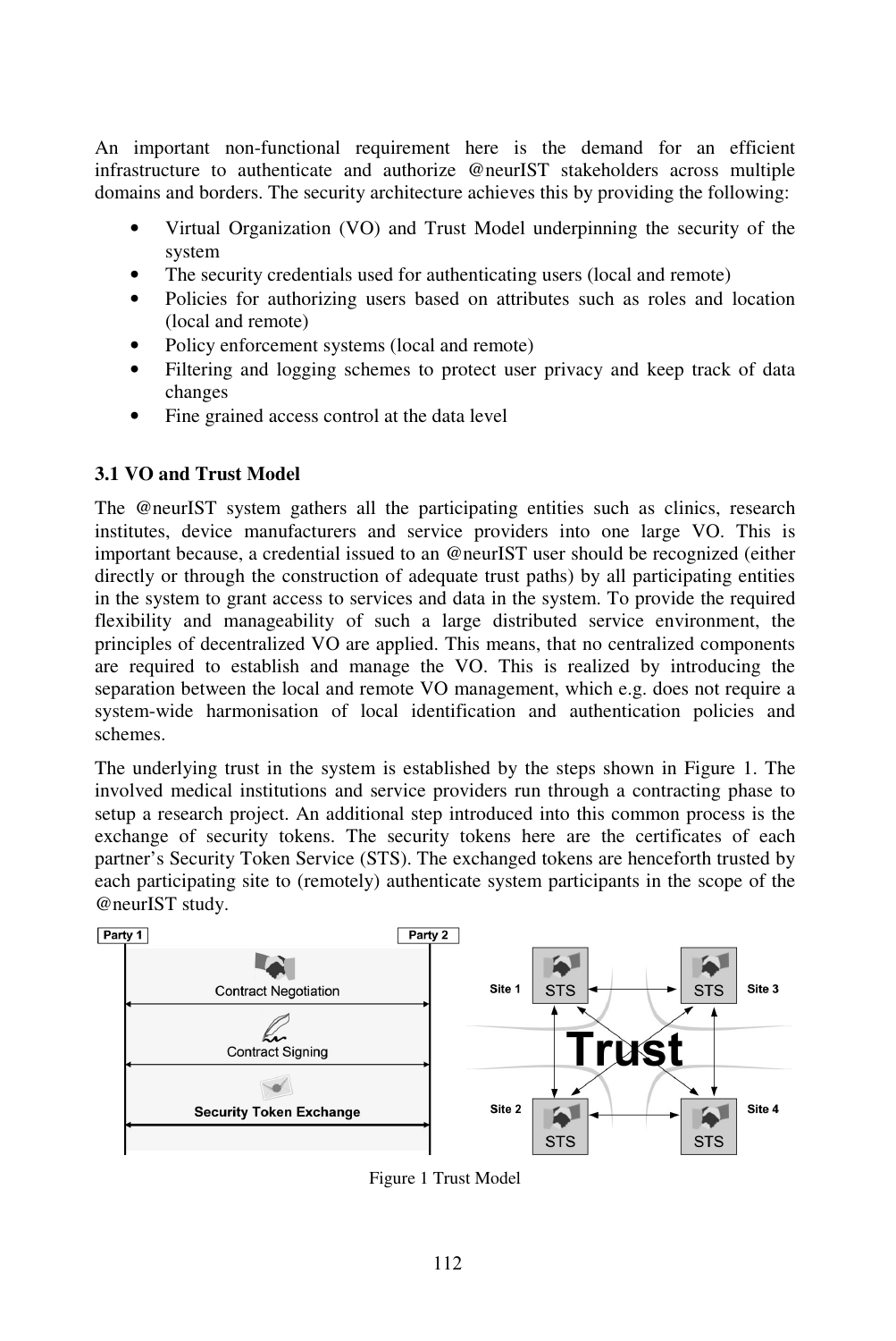An important non-functional requirement here is the demand for an efficient infrastructure to authenticate and authorize @neurIST stakeholders across multiple domains and borders. The security architecture achieves this by providing the following:

- Virtual Organization (VO) and Trust Model underpinning the security of the system
- The security credentials used for authenticating users (local and remote)
- Policies for authorizing users based on attributes such as roles and location (local and remote)
- Policy enforcement systems (local and remote)
- Filtering and logging schemes to protect user privacy and keep track of data changes
- Fine grained access control at the data level

### 3.1 VO and Trust Model

The @neurIST system gathers all the participating entities such as clinics, research institutes, device manufacturers and service providers into one large VO. This is important because, a credential issued to an @neurIST user should be recognized (either directly or through the construction of adequate trust paths) by all participating entities in the system to grant access to services and data in the system. To provide the required flexibility and manageability of such a large distributed service environment, the principles of decentralized VO are applied. This means, that no centralized components are required to establish and manage the VO. This is realized by introducing the separation between the local and remote VO management, which e.g. does not require a system-wide harmonisation of local identification and authentication policies and schemes.

The underlying trust in the system is established by the steps shown in Figure 1. The involved medical institutions and service providers run through a contracting phase to setup a research project. An additional step introduced into this common process is the exchange of security tokens. The security tokens here are the certificates of each partner's Security Token Service (STS). The exchanged tokens are henceforth trusted by each participating site to (remotely) authenticate system participants in the scope of the @neurIST study.

Figure 1 Trust Model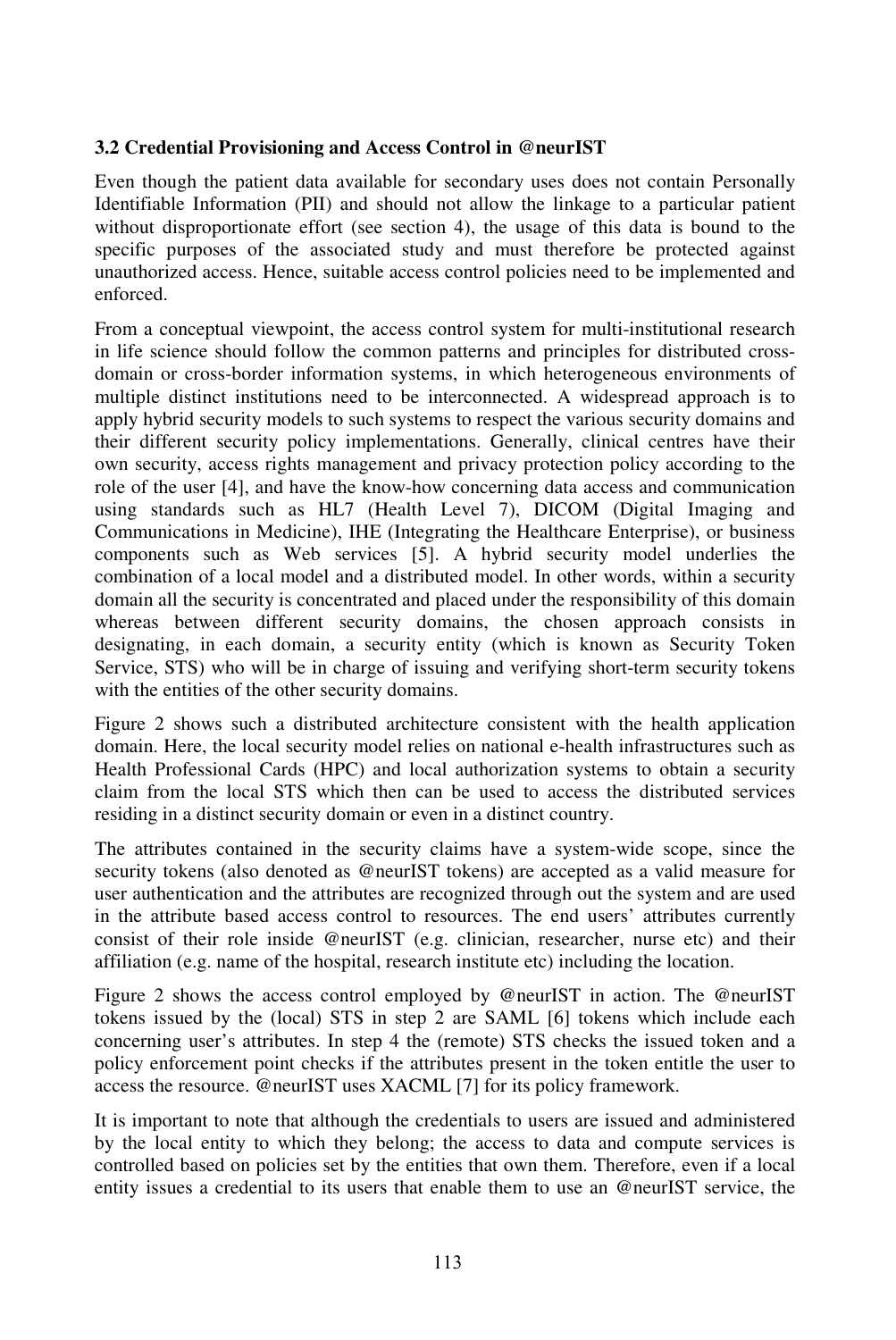### 3.2 Credential Provisioning and Access Control in @neurIST

Even though the patient data available for secondary uses does not contain Personally Identifiable Information (PII) and should not allow the linkage to a particular patient without disproportionate effort (see section 4), the usage of this data is bound to the specific purposes of the associated study and must therefore be protected against unauthorized access. Hence, suitable access control policies need to be implemented and enforced.

From a conceptual viewpoint, the access control system for multi-institutional research in life science should follow the common patterns and principles for distributed cross-domain or cross-border information systems, in which heterogeneous environments of multiple distinct institutions need to be interconnected. A widespread approach is to apply hybrid security models to such systems to respect the various security domains and their different security policy implementations. Generally, clinical centres have their own security, access rights management and privacy protection policy according to the role of the user [4], and have the know-how concerning data access and communication using standards such as HL7 (Health Level 7), DICOM (Digital Imaging and Communications in Medicine), IHE (Integrating the Healthcare Enterprise), or business components such as Web services [5]. A hybrid security model underlies the combination of a local model and a distributed model. In other words, within a security domain all the security is concentrated and placed under the responsibility of this domain whereas between different security domains, the chosen approach consists in designating, in each domain, a security entity (which is known as Security Token Service, STS) who will be in charge of issuing and verifying short-term security tokens with the entities of the other security domains.

Figure 2 shows such a distributed architecture consistent with the health application domain. Here, the local security model relies on national e-health infrastructures such as Health Professional Cards (HPC) and local authorization systems to obtain a security claim from the local STS which then can be used to access the distributed services residing in a distinct security domain or even in a distinct country.

The attributes contained in the security claims have a system-wide scope, since the security tokens (also denoted as @neurIST tokens) are accepted as a valid measure for user authentication and the attributes are recognized through out the system and are used in the attribute based access control to resources. The end users' attributes currently consist of their role inside @neurIST (e.g. clinician, researcher, nurse etc) and their affiliation (e.g. name of the hospital, research institute etc) including the location.

Figure 2 shows the access control employed by @neurIST in action. The @neurIST tokens issued by the (local) STS in step 2 are SAML [6] tokens which include each concerning user's attributes. In step 4 the (remote) STS checks the issued token and a policy enforcement point checks if the attributes present in the token entitle the user to access the resource. @neurIST uses XACML [7] for its policy framework.

It is important to note that although the credentials to users are issued and administered by the local entity to which they belong; the access to data and compute services is controlled based on policies set by the entities that own them. Therefore, even if a local entity issues a credential to its users that enable them to use an @neurIST service, the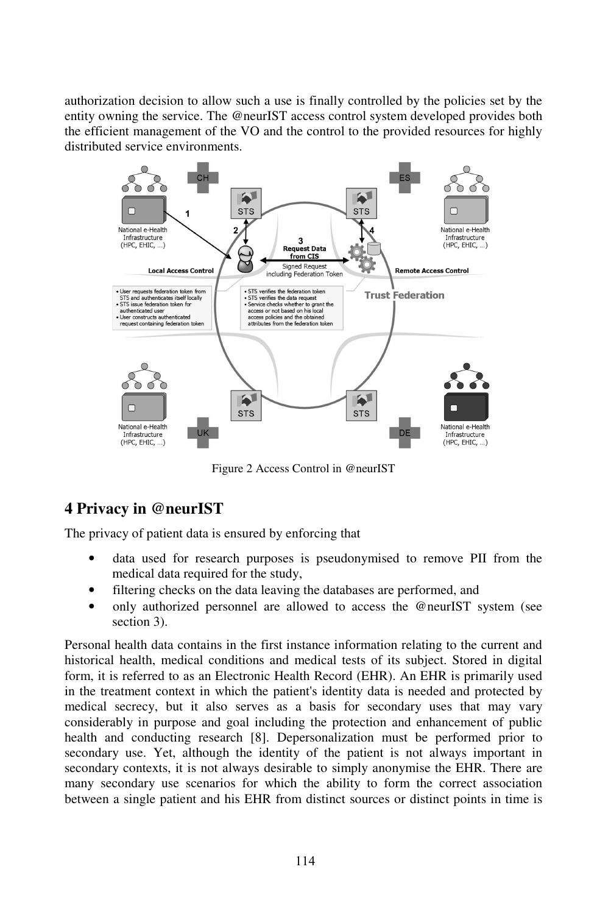authorization decision to allow such a use is finally controlled by the policies set by the entity owning the service. The @neurIST access control system developed provides both the efficient management of the VO and the control to the provided resources for highly distributed service environments.

Figure 2 Access Control in @neurIST

## 4 Privacy in @neurIST

The privacy of patient data is ensured by enforcing that

- data used for research purposes is pseudonymised to remove PII from the medical data required for the study,
- filtering checks on the data leaving the databases are performed, and
- only authorized personnel are allowed to access the @neurIST system (see section 3).

Personal health data contains in the first instance information relating to the current and historical health, medical conditions and medical tests of its subject. Stored in digital form, it is referred to as an Electronic Health Record (EHR). An EHR is primarily used in the treatment context in which the patient's identity data is needed and protected by medical secrecy, but it also serves as a basis for secondary uses that may vary considerably in purpose and goal including the protection and enhancement of public health and conducting research [8]. Depersonalization must be performed prior to secondary use. Yet, although the identity of the patient is not always important in secondary contexts, it is not always desirable to simply anonymise the EHR. There are many secondary use scenarios for which the ability to form the correct association between a single patient and his EHR from distinct sources or distinct points in time is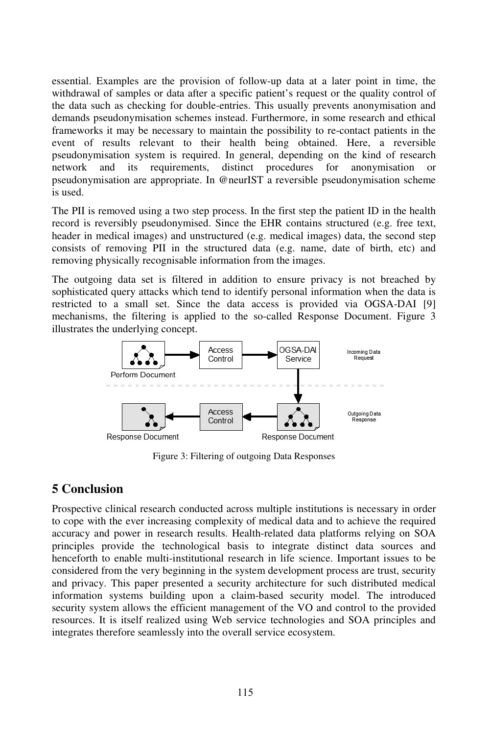essential. Examples are the provision of follow-up data at a later point in time, the withdrawal of samples or data after a specific patient's request or the quality control of the data such as checking for double-entries. This usually prevents anonymisation and demands pseudonymisation schemes instead. Furthermore, in some research and ethical frameworks it may be necessary to maintain the possibility to re-contact patients in the event of results relevant to their health being obtained. Here, a reversible pseudonymisation system is required. In general, depending on the kind of research network and its requirements, distinct procedures for anonymisation or pseudonymisation are appropriate. In @neurIST a reversible pseudonymisation scheme is used.

The PII is removed using a two step process. In the first step the patient ID in the health record is reversibly pseudonymised. Since the EHR contains structured (e.g. free text, header in medical images) and unstructured (e.g. medical images) data, the second step consists of removing PII in the structured data (e.g. name, date of birth, etc) and removing physically recognisable information from the images.

The outgoing data set is filtered in addition to ensure privacy is not breached by sophisticated query attacks which tend to identify personal information when the data is restricted to a small set. Since the data access is provided via OGSA-DAI [9] mechanisms, the filtering is applied to the so-called Response Document. Figure 3 illustrates the underlying concept.

Perform Document → Access Control → OGSA-DAI Service (Incoming Data Request)

Response Document ← Access Control ← Response Document (Outgoing Data Response)

Figure 3: Filtering of outgoing Data Responses

## 5 Conclusion

Prospective clinical research conducted across multiple institutions is necessary in order to cope with the ever increasing complexity of medical data and to achieve the required accuracy and power in research results. Health-related data platforms relying on SOA principles provide the technological basis to integrate distinct data sources and henceforth to enable multi-institutional research in life science. Important issues to be considered from the very beginning in the system development process are trust, security and privacy. This paper presented a security architecture for such distributed medical information systems building upon a claim-based security model. The introduced security system allows the efficient management of the VO and control to the provided resources. It is itself realized using Web service technologies and SOA principles and integrates therefore seamlessly into the overall service ecosystem.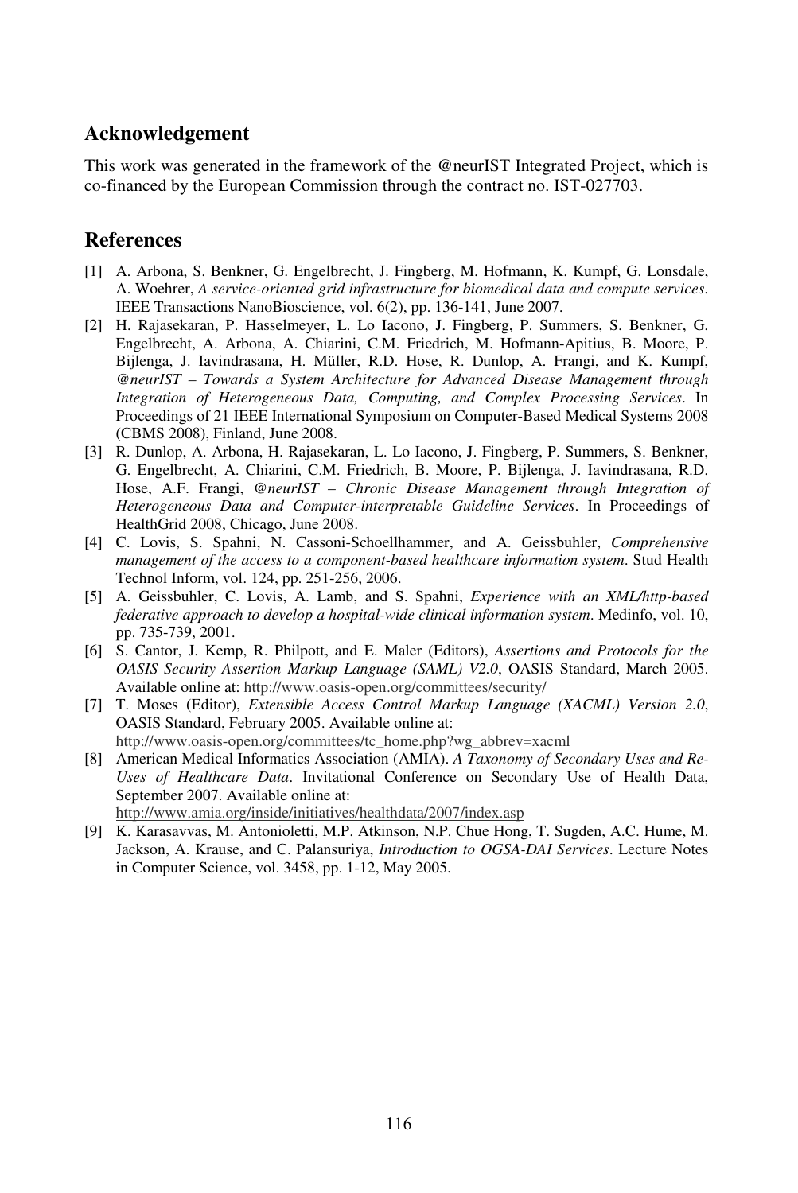## Acknowledgement

This work was generated in the framework of the @neurIST Integrated Project, which is co-financed by the European Commission through the contract no. IST-027703.

## References

[1] A. Arbona, S. Benkner, G. Engelbrecht, J. Fingberg, M. Hofmann, K. Kumpf, G. Lonsdale, A. Woehrer, *A service-oriented grid infrastructure for biomedical data and compute services*. IEEE Transactions NanoBioscience, vol. 6(2), pp. 136-141, June 2007.

[2] H. Rajasekaran, P. Hasselmeyer, L. Lo Iacono, J. Fingberg, P. Summers, S. Benkner, G. Engelbrecht, A. Arbona, A. Chiarini, C.M. Friedrich, M. Hofmann-Apitius, B. Moore, P. Bijlenga, J. Iavindrasana, H. Müller, R.D. Hose, R. Dunlop, A. Frangi, and K. Kumpf, *@neurIST – Towards a System Architecture for Advanced Disease Management through Integration of Heterogeneous Data, Computing, and Complex Processing Services*. In Proceedings of 21 IEEE International Symposium on Computer-Based Medical Systems 2008 (CBMS 2008), Finland, June 2008.

[3] R. Dunlop, A. Arbona, H. Rajasekaran, L. Lo Iacono, J. Fingberg, P. Summers, S. Benkner, G. Engelbrecht, A. Chiarini, C.M. Friedrich, B. Moore, P. Bijlenga, J. Iavindrasana, R.D. Hose, A.F. Frangi, *@neurIST – Chronic Disease Management through Integration of Heterogeneous Data and Computer-interpretable Guideline Services*. In Proceedings of HealthGrid 2008, Chicago, June 2008.

[4] C. Lovis, S. Spahni, N. Cassoni-Schoellhammer, and A. Geissbuhler, *Comprehensive management of the access to a component-based healthcare information system*. Stud Health Technol Inform, vol. 124, pp. 251-256, 2006.

[5] A. Geissbuhler, C. Lovis, A. Lamb, and S. Spahni, *Experience with an XML/http-based federative approach to develop a hospital-wide clinical information system*. Medinfo, vol. 10, pp. 735-739, 2001.

[6] S. Cantor, J. Kemp, R. Philpott, and E. Maler (Editors), *Assertions and Protocols for the OASIS Security Assertion Markup Language (SAML) V2.0*, OASIS Standard, March 2005. Available online at: http://www.oasis-open.org/committees/security/

[7] T. Moses (Editor), *Extensible Access Control Markup Language (XACML) Version 2.0*, OASIS Standard, February 2005. Available online at: http://www.oasis-open.org/committees/tc_home.php?wg_abbrev=xacml

[8] American Medical Informatics Association (AMIA). *A Taxonomy of Secondary Uses and Re-Uses of Healthcare Data*. Invitational Conference on Secondary Use of Health Data, September 2007. Available online at: http://www.amia.org/inside/initiatives/healthdata/2007/index.asp

[9] K. Karasavvas, M. Antonioletti, M.P. Atkinson, N.P. Chue Hong, T. Sugden, A.C. Hume, M. Jackson, A. Krause, and C. Palansuriya, *Introduction to OGSA-DAI Services*. Lecture Notes in Computer Science, vol. 3458, pp. 1-12, May 2005.